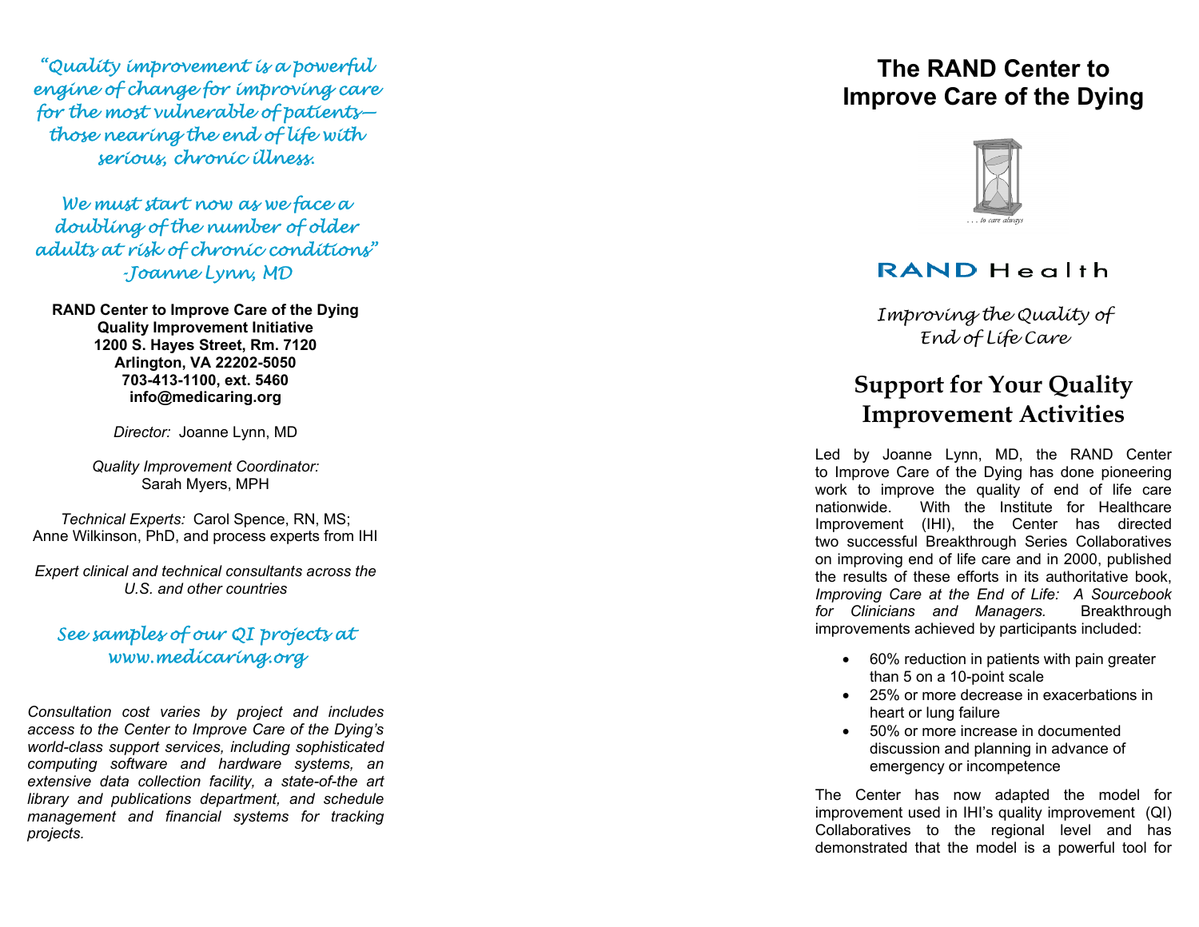*"Quality improvement is a powerful engine of change for improving care for the most vulnerable of patients—those nearing the end of life with serious, chronic illness.*

*We must start now as we face a doubling of the number of older adults at risk of chronic conditions"*
*-Joanne Lynn, MD*

**RAND Center to Improve Care of the Dying**
**Quality Improvement Initiative**
**1200 S. Hayes Street, Rm. 7120**
**Arlington, VA 22202-5050**
**703-413-1100, ext. 5460**
**info@medicaring.org**

*Director:* Joanne Lynn, MD

*Quality Improvement Coordinator:*
Sarah Myers, MPH

*Technical Experts:* Carol Spence, RN, MS; Anne Wilkinson, PhD, and process experts from IHI

*Expert clinical and technical consultants across the U.S. and other countries*

*See samples of our QI projects at www.medicaring.org*

*Consultation cost varies by project and includes access to the Center to Improve Care of the Dying's world-class support services, including sophisticated computing software and hardware systems, an extensive data collection facility, a state-of-the art library and publications department, and schedule management and financial systems for tracking projects.*

# The RAND Center to Improve Care of the Dying

*. . . to care always*

RAND Health

*Improving the Quality of End of Life Care*

## Support for Your Quality Improvement Activities

Led by Joanne Lynn, MD, the RAND Center to Improve Care of the Dying has done pioneering work to improve the quality of end of life care nationwide. With the Institute for Healthcare Improvement (IHI), the Center has directed two successful Breakthrough Series Collaboratives on improving end of life care and in 2000, published the results of these efforts in its authoritative book, *Improving Care at the End of Life: A Sourcebook for Clinicians and Managers.* Breakthrough improvements achieved by participants included:

- 60% reduction in patients with pain greater than 5 on a 10-point scale
- 25% or more decrease in exacerbations in heart or lung failure
- 50% or more increase in documented discussion and planning in advance of emergency or incompetence

The Center has now adapted the model for improvement used in IHI's quality improvement (QI) Collaboratives to the regional level and has demonstrated that the model is a powerful tool for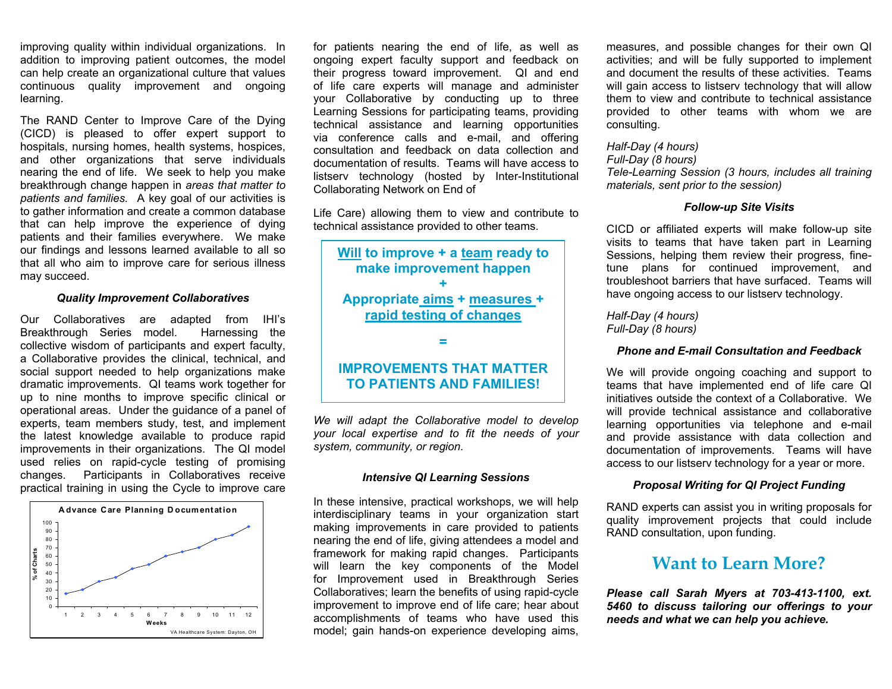improving quality within individual organizations. In addition to improving patient outcomes, the model can help create an organizational culture that values continuous quality improvement and ongoing learning.

The RAND Center to Improve Care of the Dying (CICD) is pleased to offer expert support to hospitals, nursing homes, health systems, hospices, and other organizations that serve individuals nearing the end of life. We seek to help you make breakthrough change happen in *areas that matter to patients and families.* A key goal of our activities is to gather information and create a common database that can help improve the experience of dying patients and their families everywhere. We make our findings and lessons learned available to all so that all who aim to improve care for serious illness may succeed.

### *Quality Improvement Collaboratives*

Our Collaboratives are adapted from IHI's Breakthrough Series model. Harnessing the collective wisdom of participants and expert faculty, a Collaborative provides the clinical, technical, and social support needed to help organizations make dramatic improvements. QI teams work together for up to nine months to improve specific clinical or operational areas. Under the guidance of a panel of experts, team members study, test, and implement the latest knowledge available to produce rapid improvements in their organizations. The QI model used relies on rapid-cycle testing of promising changes. Participants in Collaboratives receive practical training in using the Cycle to improve care for patients nearing the end of life, as well as ongoing expert faculty support and feedback on their progress toward improvement. QI and end of life care experts will manage and administer your Collaborative by conducting up to three Learning Sessions for participating teams, providing technical assistance and learning opportunities via conference calls and e-mail, and offering consultation and feedback on data collection and documentation of results. Teams will have access to listserv technology (hosted by Inter-Institutional Collaborating Network on End of Life Care) allowing them to view and contribute to technical assistance provided to other teams.

Advance Care Planning Documentation

% of Charts

0 10 20 30 40 50 60 70 80 90 100

1 2 3 4 5 6 7 8 9 10 11 12

Weeks

VA Healthcare System: Dayton, OH

**Will to improve + a team ready to make improvement happen**
**+**
**Appropriate aims + measures + rapid testing of changes**

**=**

**IMPROVEMENTS THAT MATTER TO PATIENTS AND FAMILIES!**

*We will adapt the Collaborative model to develop your local expertise and to fit the needs of your system, community, or region.*

### *Intensive QI Learning Sessions*

In these intensive, practical workshops, we will help interdisciplinary teams in your organization start making improvements in care provided to patients nearing the end of life, giving attendees a model and framework for making rapid changes. Participants will learn the key components of the Model for Improvement used in Breakthrough Series Collaboratives; learn the benefits of using rapid-cycle improvement to improve end of life care; hear about accomplishments of teams who have used this model; gain hands-on experience developing aims, measures, and possible changes for their own QI activities; and will be fully supported to implement and document the results of these activities. Teams will gain access to listserv technology that will allow them to view and contribute to technical assistance provided to other teams with whom we are consulting.

*Half-Day (4 hours)*
*Full-Day (8 hours)*
*Tele-Learning Session (3 hours, includes all training materials, sent prior to the session)*

### *Follow-up Site Visits*

CICD or affiliated experts will make follow-up site visits to teams that have taken part in Learning Sessions, helping them review their progress, fine-tune plans for continued improvement, and troubleshoot barriers that have surfaced. Teams will have ongoing access to our listserv technology.

*Half-Day (4 hours)*
*Full-Day (8 hours)*

### *Phone and E-mail Consultation and Feedback*

We will provide ongoing coaching and support to teams that have implemented end of life care QI initiatives outside the context of a Collaborative. We will provide technical assistance and collaborative learning opportunities via telephone and e-mail and provide assistance with data collection and documentation of improvements. Teams will have access to our listserv technology for a year or more.

### *Proposal Writing for QI Project Funding*

RAND experts can assist you in writing proposals for quality improvement projects that could include RAND consultation, upon funding.

## Want to Learn More?

***Please call Sarah Myers at 703-413-1100, ext. 5460 to discuss tailoring our offerings to your needs and what we can help you achieve.***